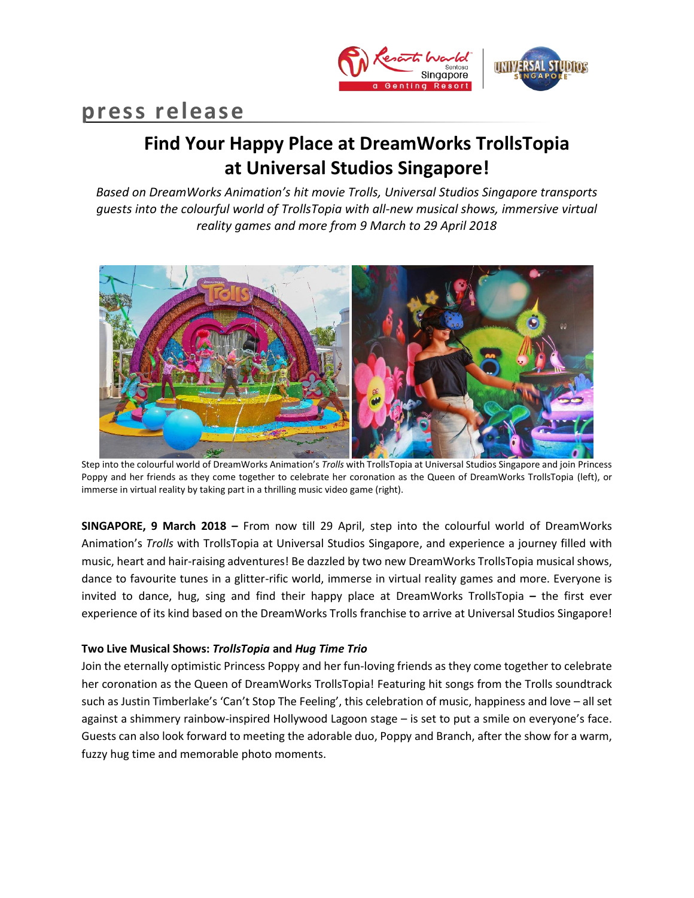press release

# Find Your Happy Place at DreamWorks TrollsTopia at Universal Studios Singapore!

*Based on DreamWorks Animation's hit movie Trolls, Universal Studios Singapore transports guests into the colourful world of TrollsTopia with all-new musical shows, immersive virtual reality games and more from 9 March to 29 April 2018*

Step into the colourful world of DreamWorks Animation's *Trolls* with TrollsTopia at Universal Studios Singapore and join Princess Poppy and her friends as they come together to celebrate her coronation as the Queen of DreamWorks TrollsTopia (left), or immerse in virtual reality by taking part in a thrilling music video game (right).

**SINGAPORE, 9 March 2018 –** From now till 29 April, step into the colourful world of DreamWorks Animation's *Trolls* with TrollsTopia at Universal Studios Singapore, and experience a journey filled with music, heart and hair-raising adventures! Be dazzled by two new DreamWorks TrollsTopia musical shows, dance to favourite tunes in a glitter-rific world, immerse in virtual reality games and more. Everyone is invited to dance, hug, sing and find their happy place at DreamWorks TrollsTopia **–** the first ever experience of its kind based on the DreamWorks Trolls franchise to arrive at Universal Studios Singapore!

**Two Live Musical Shows: *TrollsTopia* and *Hug Time Trio***

Join the eternally optimistic Princess Poppy and her fun-loving friends as they come together to celebrate her coronation as the Queen of DreamWorks TrollsTopia! Featuring hit songs from the Trolls soundtrack such as Justin Timberlake's 'Can't Stop The Feeling', this celebration of music, happiness and love – all set against a shimmery rainbow-inspired Hollywood Lagoon stage – is set to put a smile on everyone's face. Guests can also look forward to meeting the adorable duo, Poppy and Branch, after the show for a warm, fuzzy hug time and memorable photo moments.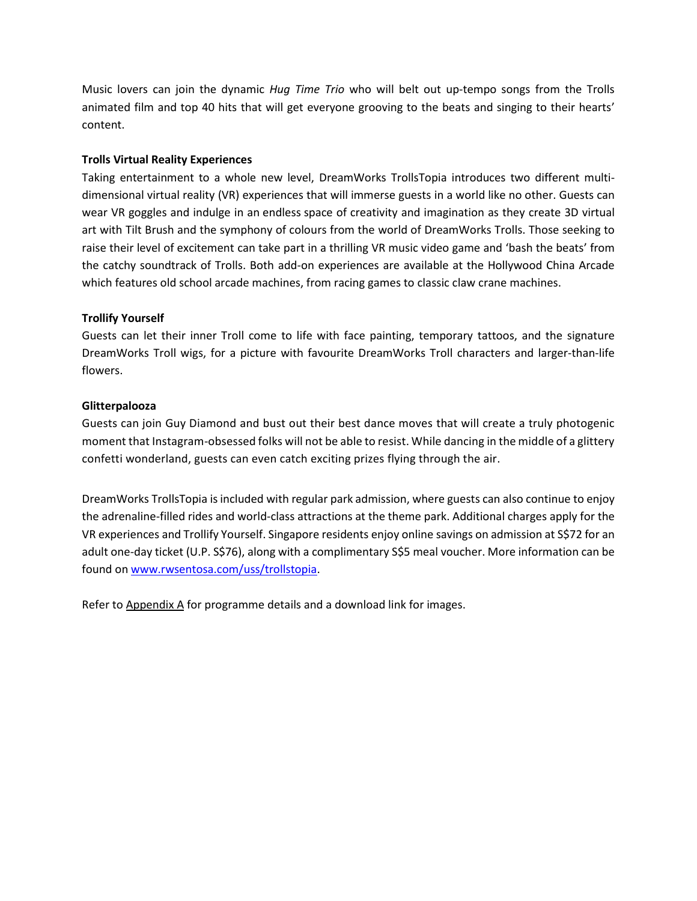Music lovers can join the dynamic *Hug Time Trio* who will belt out up-tempo songs from the Trolls animated film and top 40 hits that will get everyone grooving to the beats and singing to their hearts' content.

**Trolls Virtual Reality Experiences**

Taking entertainment to a whole new level, DreamWorks TrollsTopia introduces two different multi-dimensional virtual reality (VR) experiences that will immerse guests in a world like no other. Guests can wear VR goggles and indulge in an endless space of creativity and imagination as they create 3D virtual art with Tilt Brush and the symphony of colours from the world of DreamWorks Trolls. Those seeking to raise their level of excitement can take part in a thrilling VR music video game and 'bash the beats' from the catchy soundtrack of Trolls. Both add-on experiences are available at the Hollywood China Arcade which features old school arcade machines, from racing games to classic claw crane machines.

**Trollify Yourself**

Guests can let their inner Troll come to life with face painting, temporary tattoos, and the signature DreamWorks Troll wigs, for a picture with favourite DreamWorks Troll characters and larger-than-life flowers.

**Glitterpalooza**

Guests can join Guy Diamond and bust out their best dance moves that will create a truly photogenic moment that Instagram-obsessed folks will not be able to resist. While dancing in the middle of a glittery confetti wonderland, guests can even catch exciting prizes flying through the air.

DreamWorks TrollsTopia is included with regular park admission, where guests can also continue to enjoy the adrenaline-filled rides and world-class attractions at the theme park. Additional charges apply for the VR experiences and Trollify Yourself. Singapore residents enjoy online savings on admission at S$72 for an adult one-day ticket (U.P. S$76), along with a complimentary S$5 meal voucher. More information can be found on [www.rwsentosa.com/uss/trollstopia](www.rwsentosa.com/uss/trollstopia).

Refer to Appendix A for programme details and a download link for images.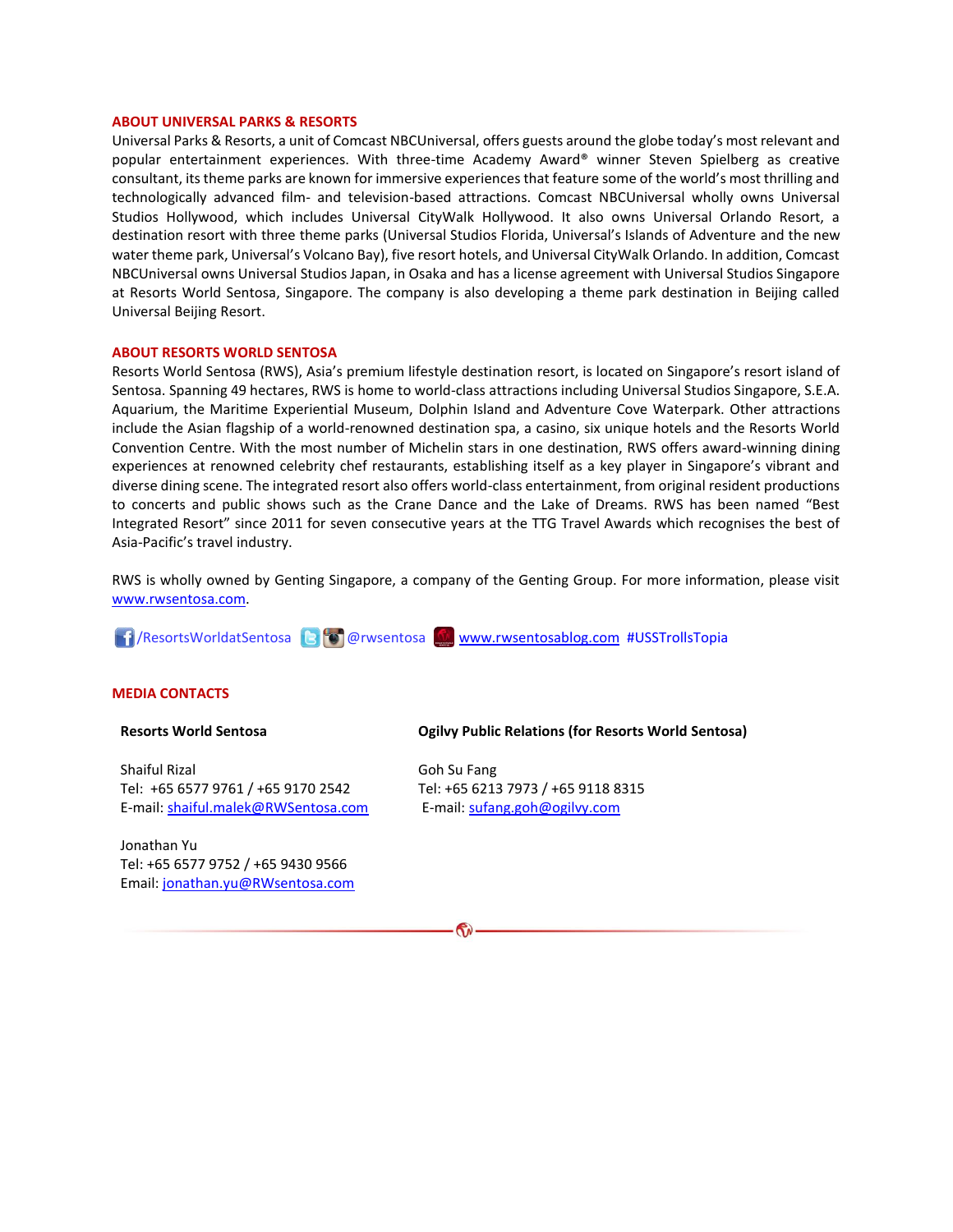## ABOUT UNIVERSAL PARKS & RESORTS

Universal Parks & Resorts, a unit of Comcast NBCUniversal, offers guests around the globe today's most relevant and popular entertainment experiences. With three-time Academy Award® winner Steven Spielberg as creative consultant, its theme parks are known for immersive experiences that feature some of the world's most thrilling and technologically advanced film- and television-based attractions. Comcast NBCUniversal wholly owns Universal Studios Hollywood, which includes Universal CityWalk Hollywood. It also owns Universal Orlando Resort, a destination resort with three theme parks (Universal Studios Florida, Universal's Islands of Adventure and the new water theme park, Universal's Volcano Bay), five resort hotels, and Universal CityWalk Orlando. In addition, Comcast NBCUniversal owns Universal Studios Japan, in Osaka and has a license agreement with Universal Studios Singapore at Resorts World Sentosa, Singapore. The company is also developing a theme park destination in Beijing called Universal Beijing Resort.

## ABOUT RESORTS WORLD SENTOSA

Resorts World Sentosa (RWS), Asia's premium lifestyle destination resort, is located on Singapore's resort island of Sentosa. Spanning 49 hectares, RWS is home to world-class attractions including Universal Studios Singapore, S.E.A. Aquarium, the Maritime Experiential Museum, Dolphin Island and Adventure Cove Waterpark. Other attractions include the Asian flagship of a world-renowned destination spa, a casino, six unique hotels and the Resorts World Convention Centre. With the most number of Michelin stars in one destination, RWS offers award-winning dining experiences at renowned celebrity chef restaurants, establishing itself as a key player in Singapore's vibrant and diverse dining scene. The integrated resort also offers world-class entertainment, from original resident productions to concerts and public shows such as the Crane Dance and the Lake of Dreams. RWS has been named "Best Integrated Resort" since 2011 for seven consecutive years at the TTG Travel Awards which recognises the best of Asia-Pacific's travel industry.

RWS is wholly owned by Genting Singapore, a company of the Genting Group. For more information, please visit www.rwsentosa.com.

/ResortsWorldatSentosa @rwsentosa www.rwsentosablog.com #USSTrollsTopia

## MEDIA CONTACTS

**Resorts World Sentosa**

Shaiful Rizal
Tel: +65 6577 9761 / +65 9170 2542
E-mail: shaiful.malek@RWSentosa.com

Jonathan Yu
Tel: +65 6577 9752 / +65 9430 9566
Email: jonathan.yu@RWsentosa.com

**Ogilvy Public Relations (for Resorts World Sentosa)**

Goh Su Fang
Tel: +65 6213 7973 / +65 9118 8315
E-mail: sufang.goh@ogilvy.com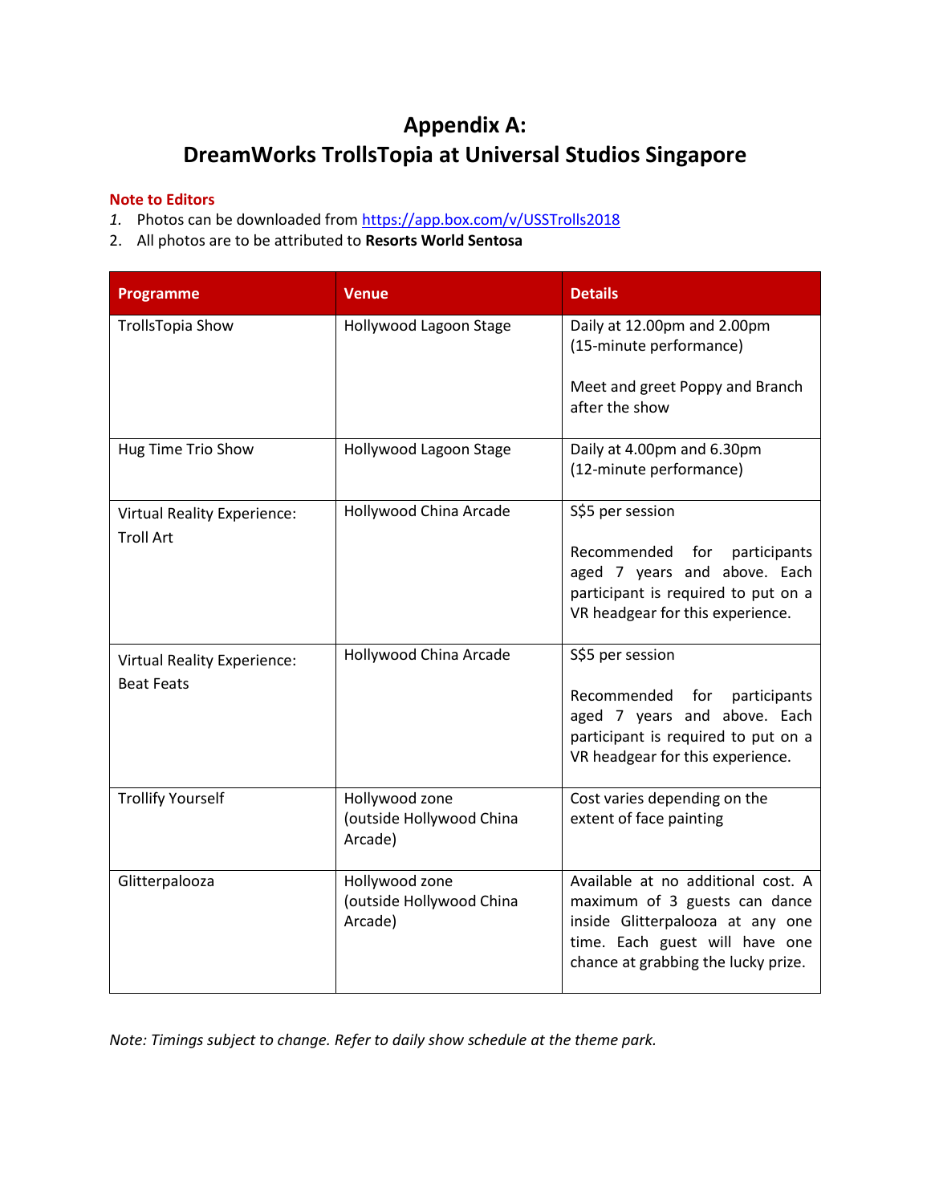# Appendix A:
# DreamWorks TrollsTopia at Universal Studios Singapore

**Note to Editors**

1. Photos can be downloaded from https://app.box.com/v/USSTrolls2018
2. All photos are to be attributed to **Resorts World Sentosa**

| Programme | Venue | Details |
|---|---|---|
| TrollsTopia Show | Hollywood Lagoon Stage | Daily at 12.00pm and 2.00pm (15-minute performance)<br><br>Meet and greet Poppy and Branch after the show |
| Hug Time Trio Show | Hollywood Lagoon Stage | Daily at 4.00pm and 6.30pm (12-minute performance) |
| Virtual Reality Experience: Troll Art | Hollywood China Arcade | S$5 per session<br><br>Recommended for participants aged 7 years and above. Each participant is required to put on a VR headgear for this experience. |
| Virtual Reality Experience: Beat Feats | Hollywood China Arcade | S$5 per session<br><br>Recommended for participants aged 7 years and above. Each participant is required to put on a VR headgear for this experience. |
| Trollify Yourself | Hollywood zone (outside Hollywood China Arcade) | Cost varies depending on the extent of face painting |
| Glitterpalooza | Hollywood zone (outside Hollywood China Arcade) | Available at no additional cost. A maximum of 3 guests can dance inside Glitterpalooza at any one time. Each guest will have one chance at grabbing the lucky prize. |

*Note: Timings subject to change. Refer to daily show schedule at the theme park.*